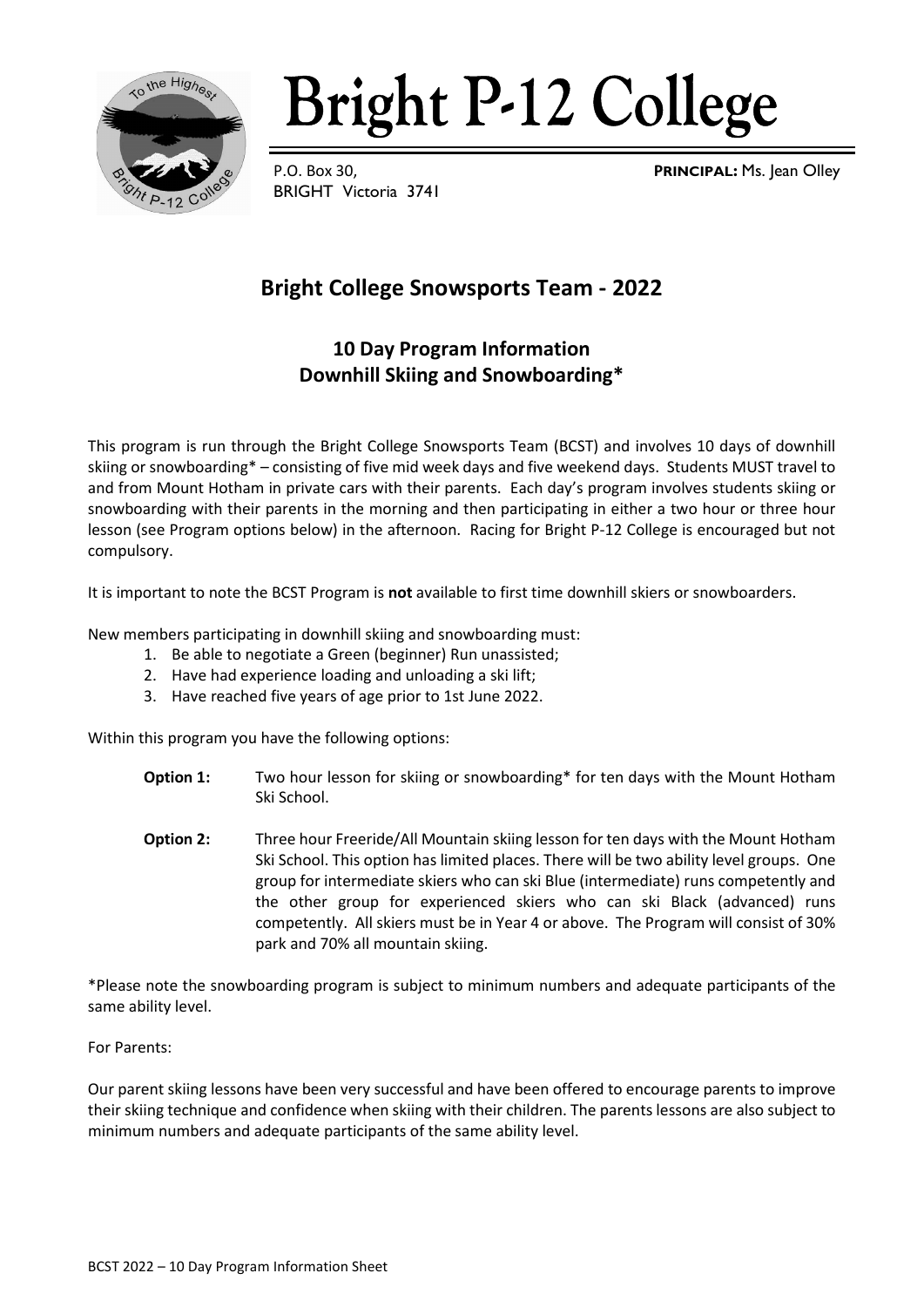# Bright P-12 College

P.O. Box 30,
BRIGHT Victoria 3741

**PRINCIPAL:** Ms. Jean Olley

## Bright College Snowsports Team - 2022

### 10 Day Program Information
### Downhill Skiing and Snowboarding*

This program is run through the Bright College Snowsports Team (BCST) and involves 10 days of downhill skiing or snowboarding* – consisting of five mid week days and five weekend days. Students MUST travel to and from Mount Hotham in private cars with their parents. Each day's program involves students skiing or snowboarding with their parents in the morning and then participating in either a two hour or three hour lesson (see Program options below) in the afternoon. Racing for Bright P-12 College is encouraged but not compulsory.

It is important to note the BCST Program is **not** available to first time downhill skiers or snowboarders.

New members participating in downhill skiing and snowboarding must:

1. Be able to negotiate a Green (beginner) Run unassisted;
2. Have had experience loading and unloading a ski lift;
3. Have reached five years of age prior to 1st June 2022.

Within this program you have the following options:

**Option 1:** Two hour lesson for skiing or snowboarding* for ten days with the Mount Hotham Ski School.

**Option 2:** Three hour Freeride/All Mountain skiing lesson for ten days with the Mount Hotham Ski School. This option has limited places. There will be two ability level groups. One group for intermediate skiers who can ski Blue (intermediate) runs competently and the other group for experienced skiers who can ski Black (advanced) runs competently. All skiers must be in Year 4 or above. The Program will consist of 30% park and 70% all mountain skiing.

*Please note the snowboarding program is subject to minimum numbers and adequate participants of the same ability level.

For Parents:

Our parent skiing lessons have been very successful and have been offered to encourage parents to improve their skiing technique and confidence when skiing with their children. The parents lessons are also subject to minimum numbers and adequate participants of the same ability level.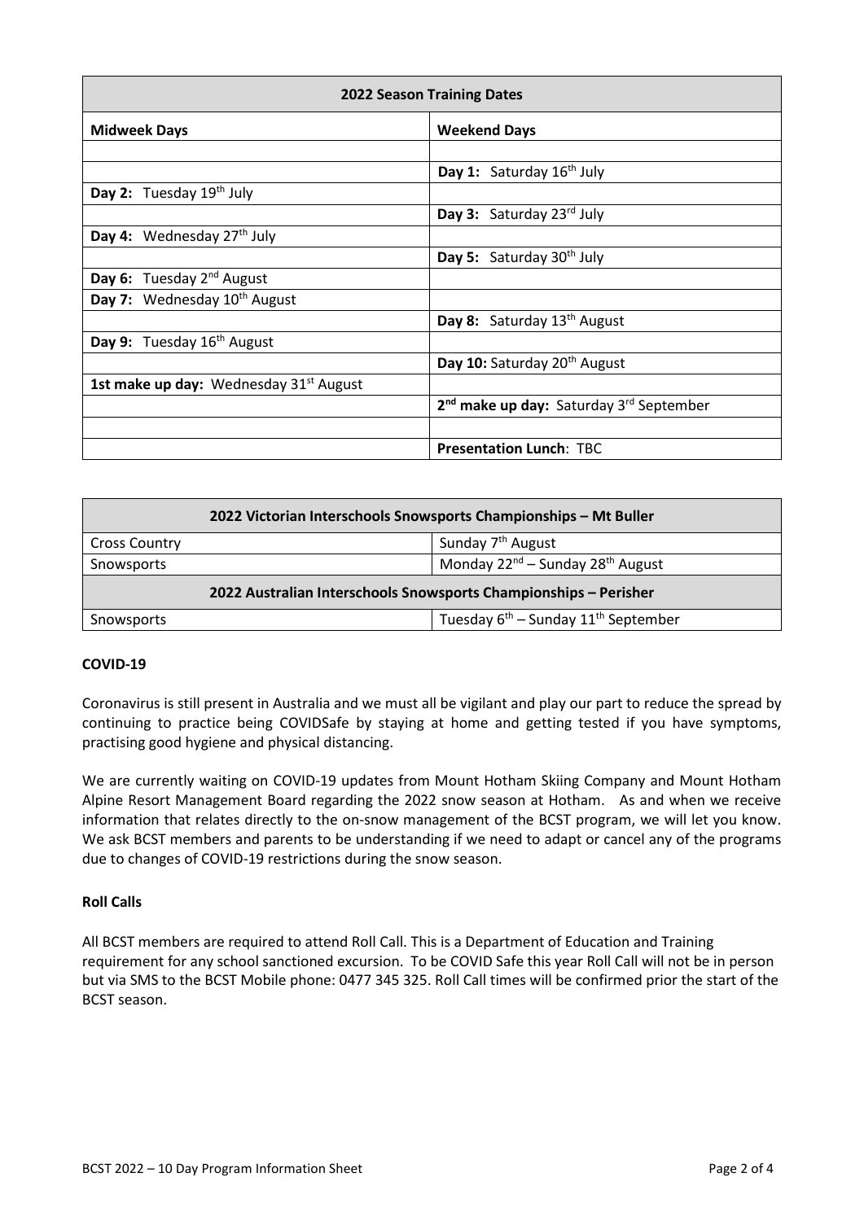| 2022 Season Training Dates | |
|---|---|
| **Midweek Days** | **Weekend Days** |
| | |
| | **Day 1:** Saturday 16th July |
| **Day 2:** Tuesday 19th July | |
| | **Day 3:** Saturday 23rd July |
| **Day 4:** Wednesday 27th July | |
| | **Day 5:** Saturday 30th July |
| **Day 6:** Tuesday 2nd August | |
| **Day 7:** Wednesday 10th August | |
| | **Day 8:** Saturday 13th August |
| **Day 9:** Tuesday 16th August | |
| | **Day 10:** Saturday 20th August |
| **1st make up day:** Wednesday 31st August | |
| | **2nd make up day:** Saturday 3rd September |
| | |
| | **Presentation Lunch**: TBC |

| 2022 Victorian Interschools Snowsports Championships – Mt Buller | |
|---|---|
| Cross Country | Sunday 7th August |
| Snowsports | Monday 22nd – Sunday 28th August |
| **2022 Australian Interschools Snowsports Championships – Perisher** | |
| Snowsports | Tuesday 6th – Sunday 11th September |

**COVID-19**

Coronavirus is still present in Australia and we must all be vigilant and play our part to reduce the spread by continuing to practice being COVIDSafe by staying at home and getting tested if you have symptoms, practising good hygiene and physical distancing.

We are currently waiting on COVID-19 updates from Mount Hotham Skiing Company and Mount Hotham Alpine Resort Management Board regarding the 2022 snow season at Hotham. As and when we receive information that relates directly to the on-snow management of the BCST program, we will let you know. We ask BCST members and parents to be understanding if we need to adapt or cancel any of the programs due to changes of COVID-19 restrictions during the snow season.

**Roll Calls**

All BCST members are required to attend Roll Call. This is a Department of Education and Training requirement for any school sanctioned excursion. To be COVID Safe this year Roll Call will not be in person but via SMS to the BCST Mobile phone: 0477 345 325. Roll Call times will be confirmed prior the start of the BCST season.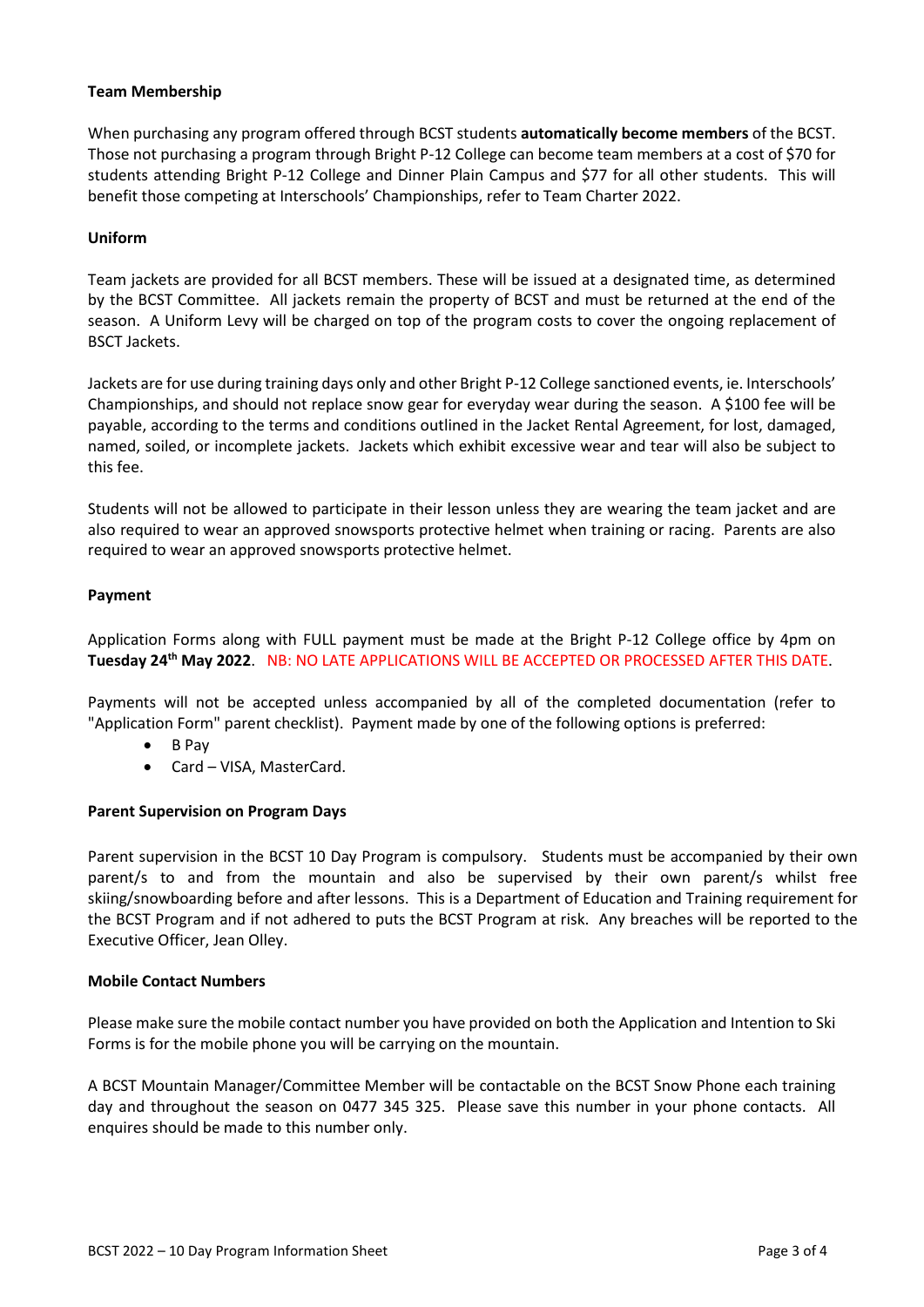**Team Membership**

When purchasing any program offered through BCST students **automatically become members** of the BCST. Those not purchasing a program through Bright P-12 College can become team members at a cost of $70 for students attending Bright P-12 College and Dinner Plain Campus and $77 for all other students. This will benefit those competing at Interschools' Championships, refer to Team Charter 2022.

**Uniform**

Team jackets are provided for all BCST members. These will be issued at a designated time, as determined by the BCST Committee. All jackets remain the property of BCST and must be returned at the end of the season. A Uniform Levy will be charged on top of the program costs to cover the ongoing replacement of BSCT Jackets.

Jackets are for use during training days only and other Bright P-12 College sanctioned events, ie. Interschools' Championships, and should not replace snow gear for everyday wear during the season. A $100 fee will be payable, according to the terms and conditions outlined in the Jacket Rental Agreement, for lost, damaged, named, soiled, or incomplete jackets. Jackets which exhibit excessive wear and tear will also be subject to this fee.

Students will not be allowed to participate in their lesson unless they are wearing the team jacket and are also required to wear an approved snowsports protective helmet when training or racing. Parents are also required to wear an approved snowsports protective helmet.

**Payment**

Application Forms along with FULL payment must be made at the Bright P-12 College office by 4pm on **Tuesday 24th May 2022**. NB: NO LATE APPLICATIONS WILL BE ACCEPTED OR PROCESSED AFTER THIS DATE.

Payments will not be accepted unless accompanied by all of the completed documentation (refer to "Application Form" parent checklist). Payment made by one of the following options is preferred:

- B Pay
- Card – VISA, MasterCard.

**Parent Supervision on Program Days**

Parent supervision in the BCST 10 Day Program is compulsory. Students must be accompanied by their own parent/s to and from the mountain and also be supervised by their own parent/s whilst free skiing/snowboarding before and after lessons. This is a Department of Education and Training requirement for the BCST Program and if not adhered to puts the BCST Program at risk. Any breaches will be reported to the Executive Officer, Jean Olley.

**Mobile Contact Numbers**

Please make sure the mobile contact number you have provided on both the Application and Intention to Ski Forms is for the mobile phone you will be carrying on the mountain.

A BCST Mountain Manager/Committee Member will be contactable on the BCST Snow Phone each training day and throughout the season on 0477 345 325. Please save this number in your phone contacts. All enquires should be made to this number only.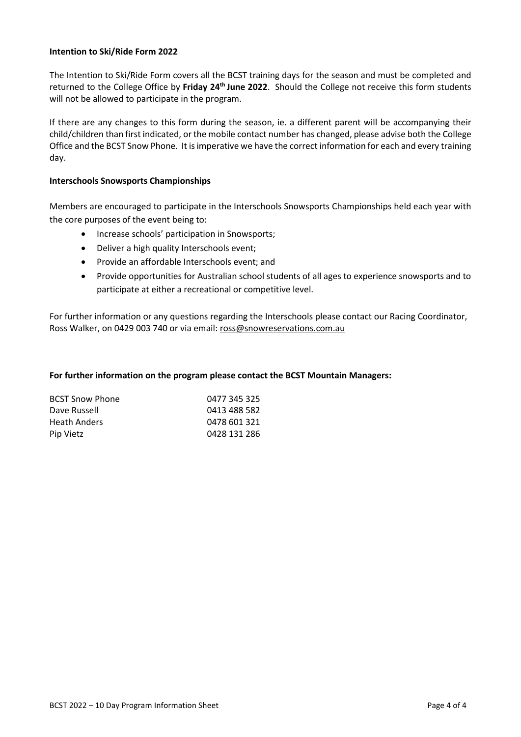**Intention to Ski/Ride Form 2022**

The Intention to Ski/Ride Form covers all the BCST training days for the season and must be completed and returned to the College Office by **Friday 24th June 2022**. Should the College not receive this form students will not be allowed to participate in the program.

If there are any changes to this form during the season, ie. a different parent will be accompanying their child/children than first indicated, or the mobile contact number has changed, please advise both the College Office and the BCST Snow Phone. It is imperative we have the correct information for each and every training day.

**Interschools Snowsports Championships**

Members are encouraged to participate in the Interschools Snowsports Championships held each year with the core purposes of the event being to:

- Increase schools' participation in Snowsports;
- Deliver a high quality Interschools event;
- Provide an affordable Interschools event; and
- Provide opportunities for Australian school students of all ages to experience snowsports and to participate at either a recreational or competitive level.

For further information or any questions regarding the Interschools please contact our Racing Coordinator, Ross Walker, on 0429 003 740 or via email: ross@snowreservations.com.au

**For further information on the program please contact the BCST Mountain Managers:**

| | |
|---|---|
| BCST Snow Phone | 0477 345 325 |
| Dave Russell | 0413 488 582 |
| Heath Anders | 0478 601 321 |
| Pip Vietz | 0428 131 286 |